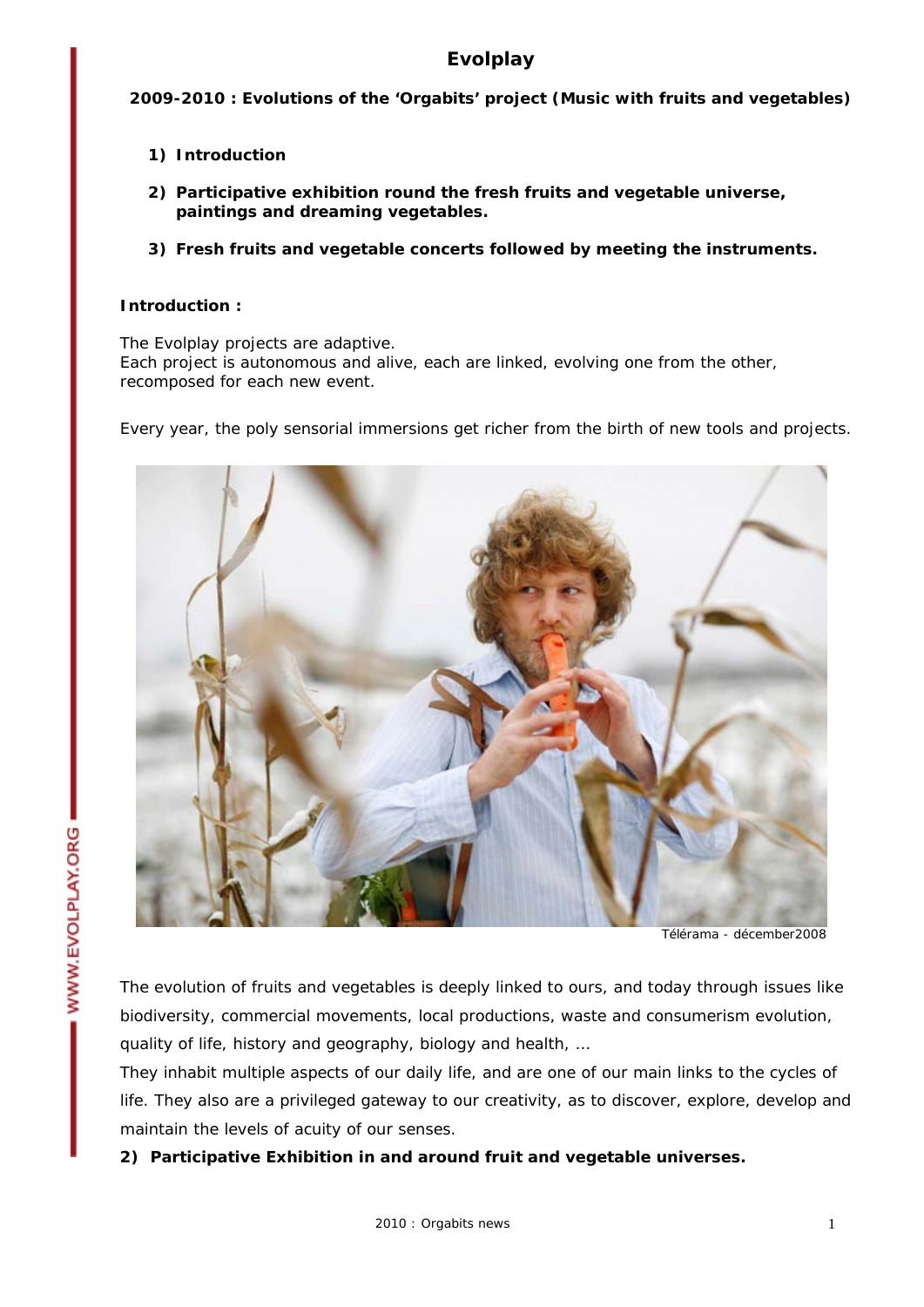# Evolplay

**2009-2010 : Evolutions of the 'Orgabits' project (Music with fruits and vegetables)**

1) **Introduction**
2) **Participative exhibition round the fresh fruits and vegetable universe, paintings and dreaming vegetables.**
3) **Fresh fruits and vegetable concerts followed by meeting the instruments.**

**Introduction :**

The Evolplay projects are adaptive.
Each project is autonomous and alive, each are linked, evolving one from the other, recomposed for each new event.

Every year, the poly sensorial immersions get richer from the birth of new tools and projects.

Télérama - décember2008

The evolution of fruits and vegetables is deeply linked to ours, and today through issues like biodiversity, commercial movements, local productions, waste and consumerism evolution, quality of life, history and geography, biology and health, …
They inhabit multiple aspects of our daily life, and are one of our main links to the cycles of life. They also are a privileged gateway to our creativity, as to discover, explore, develop and maintain the levels of acuity of our senses.

**2) Participative Exhibition in and around fruit and vegetable universes.**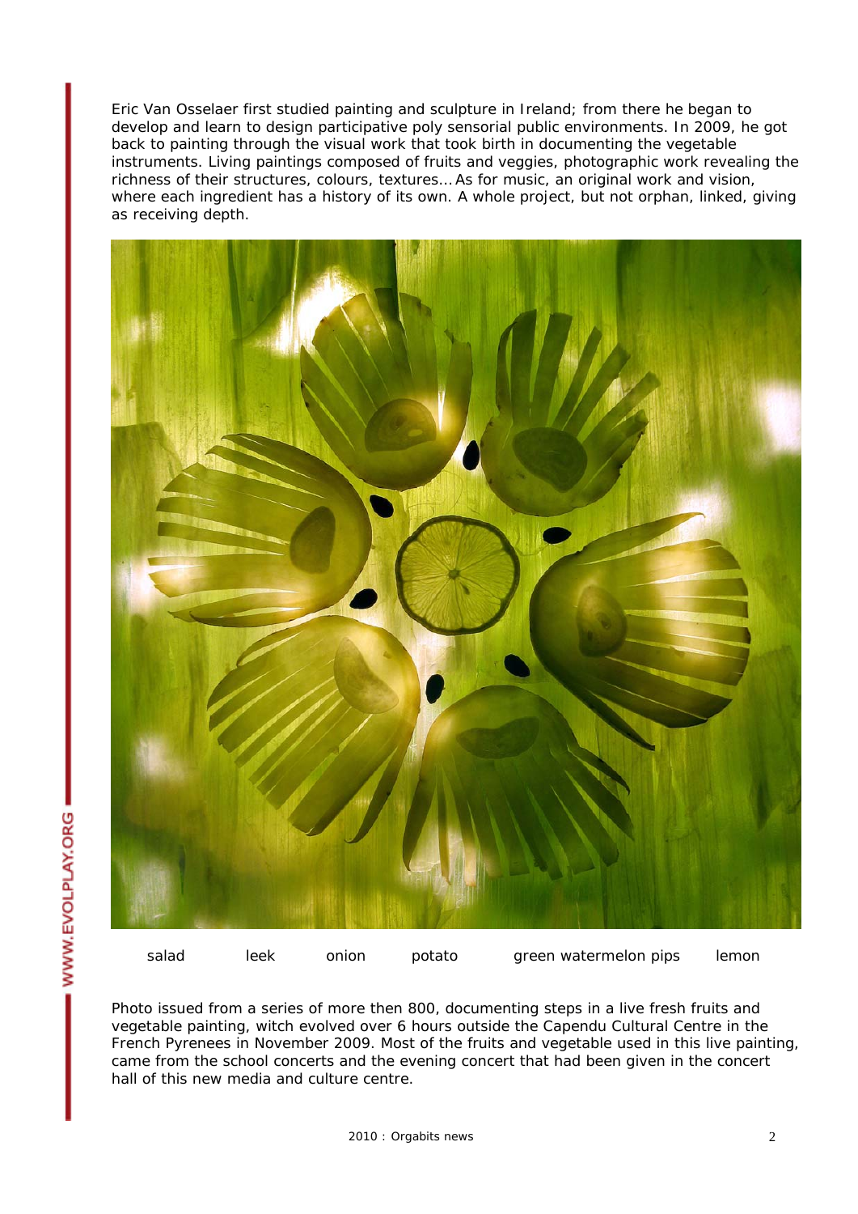Eric Van Osselaer first studied painting and sculpture in Ireland; from there he began to develop and learn to design participative poly sensorial public environments. In 2009, he got back to painting through the visual work that took birth in documenting the vegetable instruments. Living paintings composed of fruits and veggies, photographic work revealing the richness of their structures, colours, textures… As for music, an original work and vision, where each ingredient has a history of its own. A whole project, but not orphan, linked, giving as receiving depth.

salad leek onion potato green watermelon pips lemon

Photo issued from a series of more then 800, documenting steps in a live fresh fruits and vegetable painting, witch evolved over 6 hours outside the Capendu Cultural Centre in the French Pyrenees in November 2009. Most of the fruits and vegetable used in this live painting, came from the school concerts and the evening concert that had been given in the concert hall of this new media and culture centre.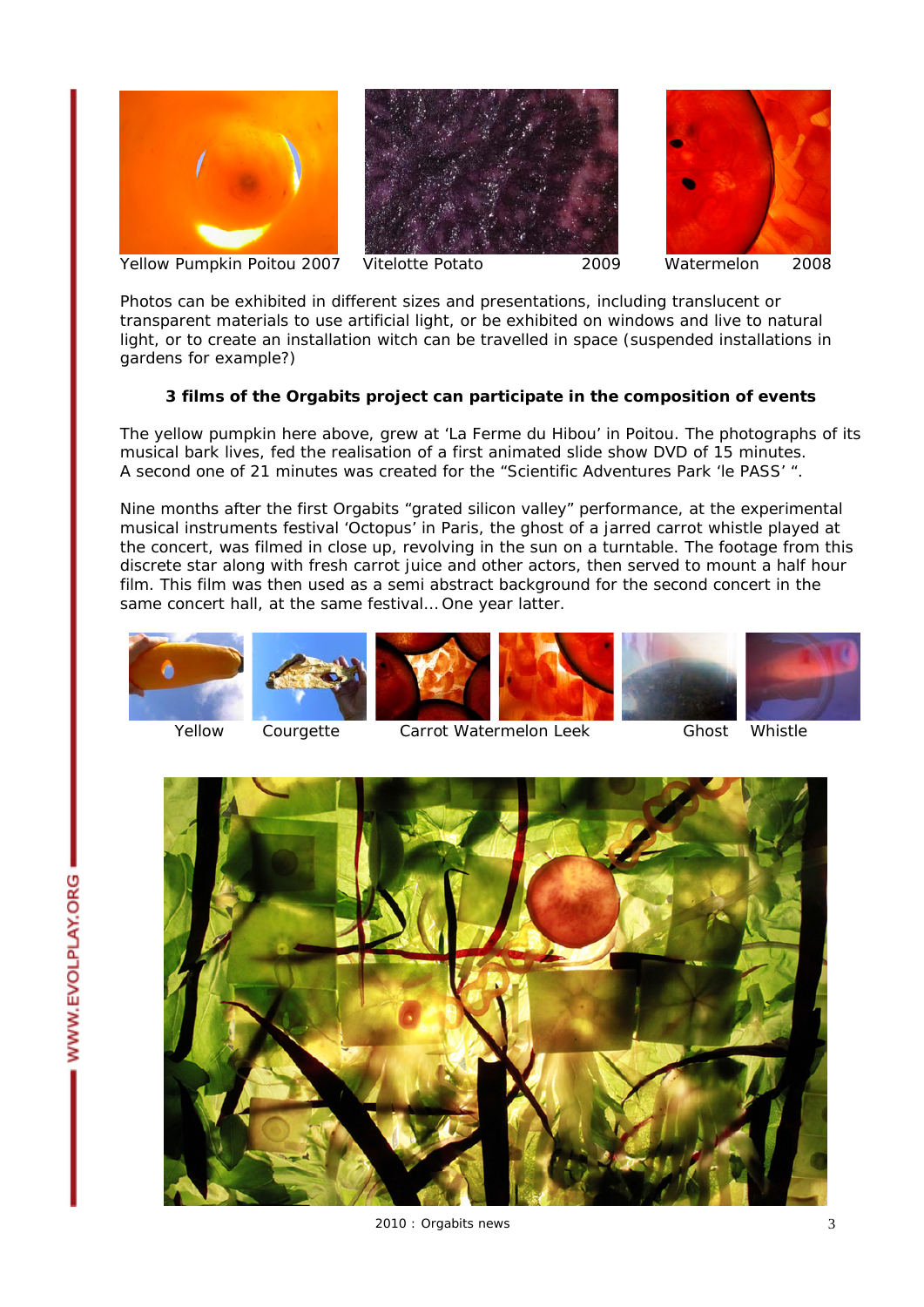Yellow Pumpkin Poitou 2007 Vitelotte Potato 2009 Watermelon 2008

Photos can be exhibited in different sizes and presentations, including translucent or transparent materials to use artificial light, or be exhibited on windows and live to natural light, or to create an installation witch can be travelled in space (suspended installations in gardens for example?)

**3 films of the Orgabits project can participate in the composition of events**

The yellow pumpkin here above, grew at 'La Ferme du Hibou' in Poitou. The photographs of its musical bark lives, fed the realisation of a first animated slide show DVD of 15 minutes. A second one of 21 minutes was created for the "Scientific Adventures Park 'le PASS' ".

Nine months after the first Orgabits "grated silicon valley" performance, at the experimental musical instruments festival 'Octopus' in Paris, the ghost of a jarred carrot whistle played at the concert, was filmed in close up, revolving in the sun on a turntable. The footage from this discrete star along with fresh carrot juice and other actors, then served to mount a half hour film. This film was then used as a semi abstract background for the second concert in the same concert hall, at the same festival… One year latter.

Yellow Courgette Carrot Watermelon Leek Ghost Whistle

2010 : Orgabits news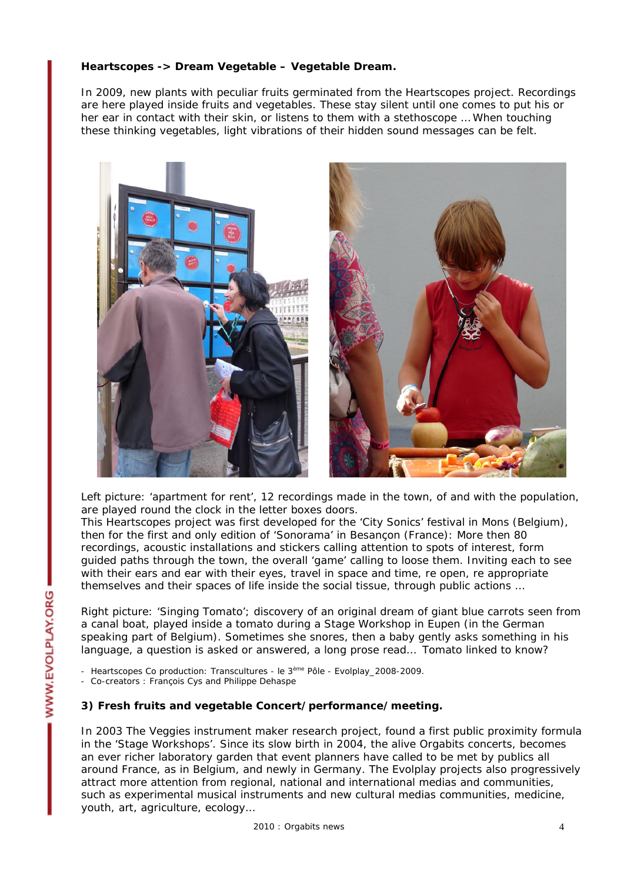**Heartscopes -> Dream Vegetable – Vegetable Dream.**

In 2009, new plants with peculiar fruits germinated from the Heartscopes project. Recordings are here played inside fruits and vegetables. These stay silent until one comes to put his or her ear in contact with their skin, or listens to them with a stethoscope … When touching these thinking vegetables, light vibrations of their hidden sound messages can be felt.

Left picture: 'apartment for rent', 12 recordings made in the town, of and with the population, are played round the clock in the letter boxes doors.
This Heartscopes project was first developed for the 'City Sonics' festival in Mons (Belgium), then for the first and only edition of 'Sonorama' in Besançon (France): More then 80 recordings, acoustic installations and stickers calling attention to spots of interest, form guided paths through the town, the overall 'game' calling to loose them. Inviting each to see with their ears and ear with their eyes, travel in space and time, re open, re appropriate themselves and their spaces of life inside the social tissue, through public actions …

Right picture: 'Singing Tomato'; discovery of an original dream of giant blue carrots seen from a canal boat, played inside a tomato during a Stage Workshop in Eupen (in the German speaking part of Belgium). Sometimes she snores, then a baby gently asks something in his language, a question is asked or answered, a long prose read… Tomato linked to know?

- Heartscopes Co production: Transcultures - le 3ème Pôle - Evolplay_2008-2009.
- Co-creators : François Cys and Philippe Dehaspe

**3) Fresh fruits and vegetable Concert/performance/meeting.**

In 2003 The Veggies instrument maker research project, found a first public proximity formula in the 'Stage Workshops'. Since its slow birth in 2004, the alive Orgabits concerts, becomes an ever richer laboratory garden that event planners have called to be met by publics all around France, as in Belgium, and newly in Germany. The Evolplay projects also progressively attract more attention from regional, national and international medias and communities, such as experimental musical instruments and new cultural medias communities, medicine, youth, art, agriculture, ecology…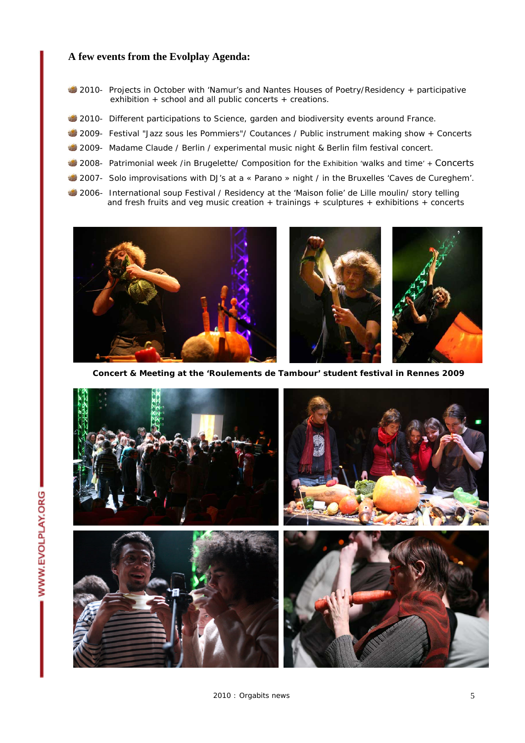### A few events from the Evolplay Agenda:

- 2010- Projects in October with 'Namur's and Nantes Houses of Poetry/Residency + participative exhibition + school and all public concerts + creations.
- 2010- Different participations to Science, garden and biodiversity events around France.
- 2009- Festival "Jazz sous les Pommiers"/ Coutances / Public instrument making show + Concerts
- 2009- Madame Claude / Berlin / experimental music night & Berlin film festival concert.
- 2008- Patrimonial week /in Brugelette/ Composition for the Exhibition 'walks and time' + Concerts
- 2007- Solo improvisations with DJ's at a « Parano » night / in the Bruxelles 'Caves de Cureghem'.
- 2006- International soup Festival / Residency at the 'Maison folie' de Lille moulin/ story telling and fresh fruits and veg music creation + trainings + sculptures + exhibitions + concerts

**Concert & Meeting at the 'Roulements de Tambour' student festival in Rennes 2009**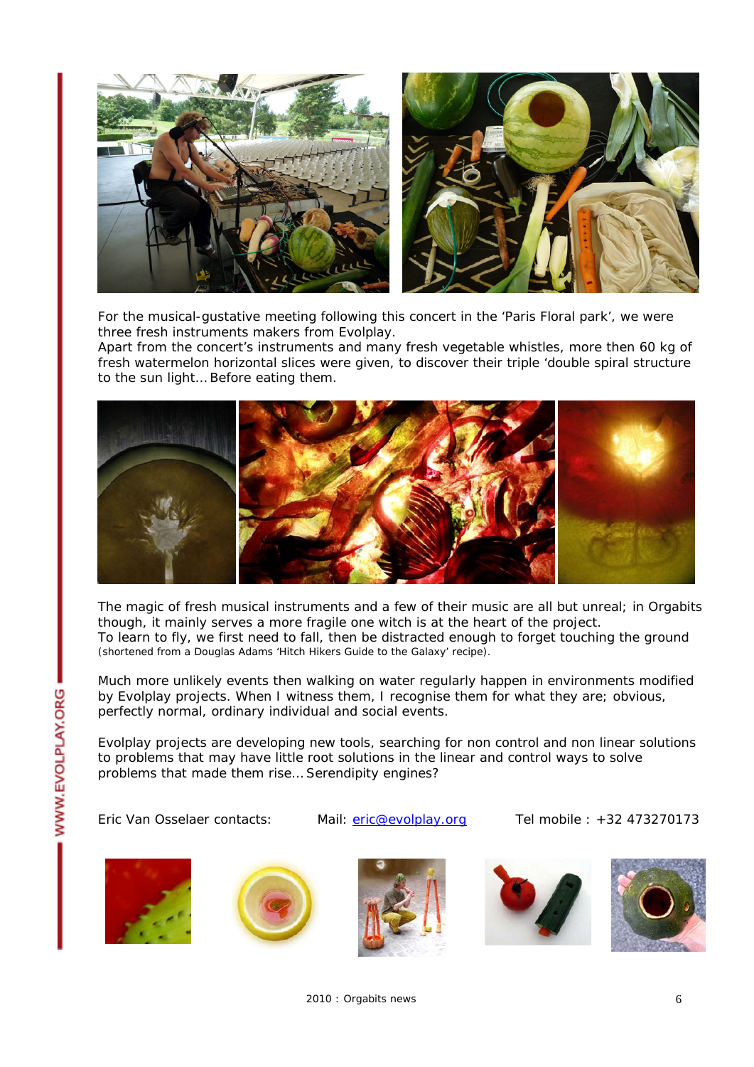For the musical-gustative meeting following this concert in the 'Paris Floral park', we were three fresh instruments makers from Evolplay.
Apart from the concert's instruments and many fresh vegetable whistles, more then 60 kg of fresh watermelon horizontal slices were given, to discover their triple 'double spiral structure to the sun light… Before eating them.

The magic of fresh musical instruments and a few of their music are all but unreal; in Orgabits though, it mainly serves a more fragile one witch is at the heart of the project.
To learn to fly, we first need to fall, then be distracted enough to forget touching the ground (shortened from a Douglas Adams 'Hitch Hikers Guide to the Galaxy' recipe).

Much more unlikely events then walking on water regularly happen in environments modified by Evolplay projects. When I witness them, I recognise them for what they are; obvious, perfectly normal, ordinary individual and social events.

Evolplay projects are developing new tools, searching for non control and non linear solutions to problems that may have little root solutions in the linear and control ways to solve problems that made them rise… Serendipity engines?

Eric Van Osselaer contacts: Mail: [eric@evolplay.org](mailto:eric@evolplay.org) Tel mobile : +32 473270173